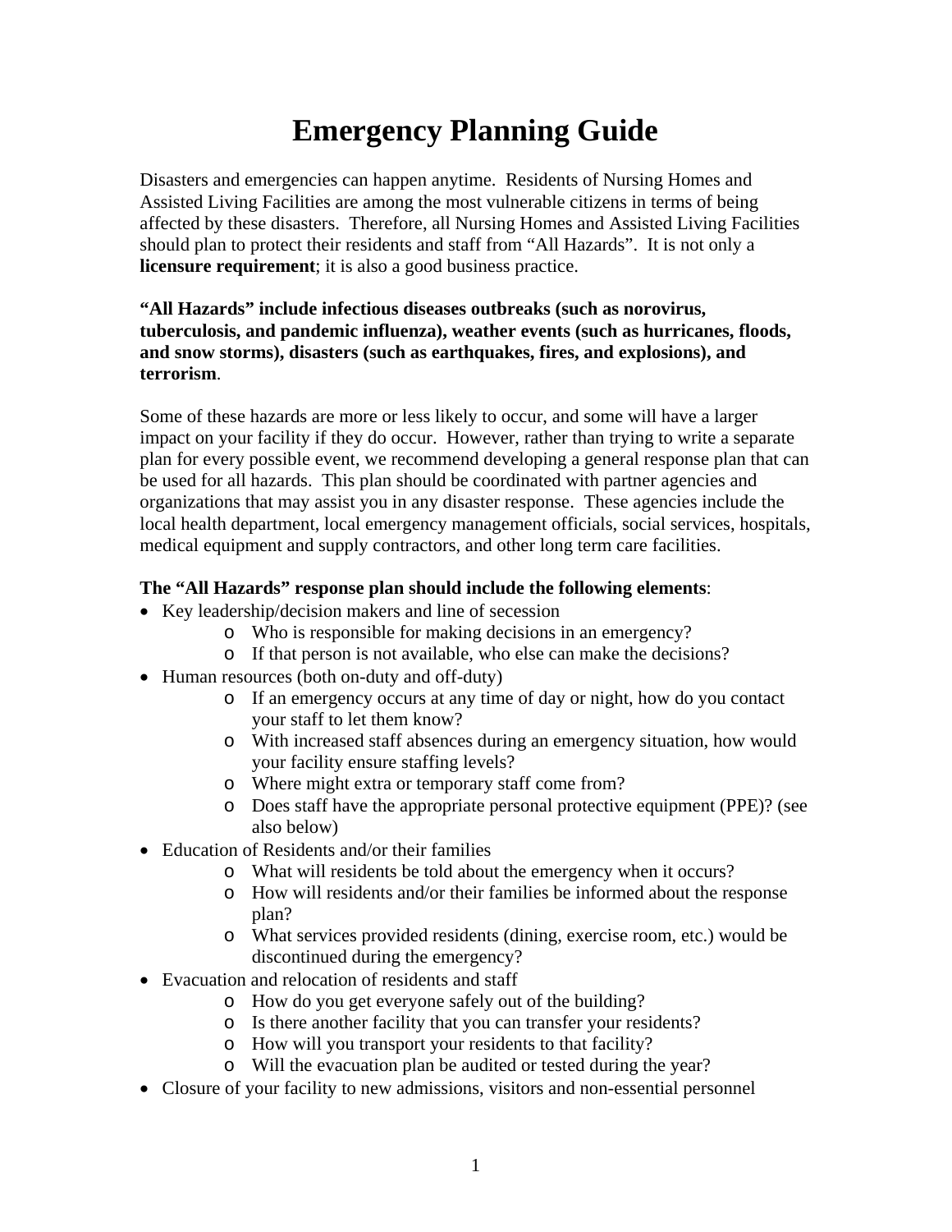# Emergency Planning Guide

Disasters and emergencies can happen anytime. Residents of Nursing Homes and Assisted Living Facilities are among the most vulnerable citizens in terms of being affected by these disasters. Therefore, all Nursing Homes and Assisted Living Facilities should plan to protect their residents and staff from "All Hazards". It is not only a **licensure requirement**; it is also a good business practice.

**"All Hazards" include infectious diseases outbreaks (such as norovirus, tuberculosis, and pandemic influenza), weather events (such as hurricanes, floods, and snow storms), disasters (such as earthquakes, fires, and explosions), and terrorism**.

Some of these hazards are more or less likely to occur, and some will have a larger impact on your facility if they do occur. However, rather than trying to write a separate plan for every possible event, we recommend developing a general response plan that can be used for all hazards. This plan should be coordinated with partner agencies and organizations that may assist you in any disaster response. These agencies include the local health department, local emergency management officials, social services, hospitals, medical equipment and supply contractors, and other long term care facilities.

**The "All Hazards" response plan should include the following elements**:

- Key leadership/decision makers and line of secession
    - Who is responsible for making decisions in an emergency?
    - If that person is not available, who else can make the decisions?
- Human resources (both on-duty and off-duty)
    - If an emergency occurs at any time of day or night, how do you contact your staff to let them know?
    - With increased staff absences during an emergency situation, how would your facility ensure staffing levels?
    - Where might extra or temporary staff come from?
    - Does staff have the appropriate personal protective equipment (PPE)? (see also below)
- Education of Residents and/or their families
    - What will residents be told about the emergency when it occurs?
    - How will residents and/or their families be informed about the response plan?
    - What services provided residents (dining, exercise room, etc.) would be discontinued during the emergency?
- Evacuation and relocation of residents and staff
    - How do you get everyone safely out of the building?
    - Is there another facility that you can transfer your residents?
    - How will you transport your residents to that facility?
    - Will the evacuation plan be audited or tested during the year?
- Closure of your facility to new admissions, visitors and non-essential personnel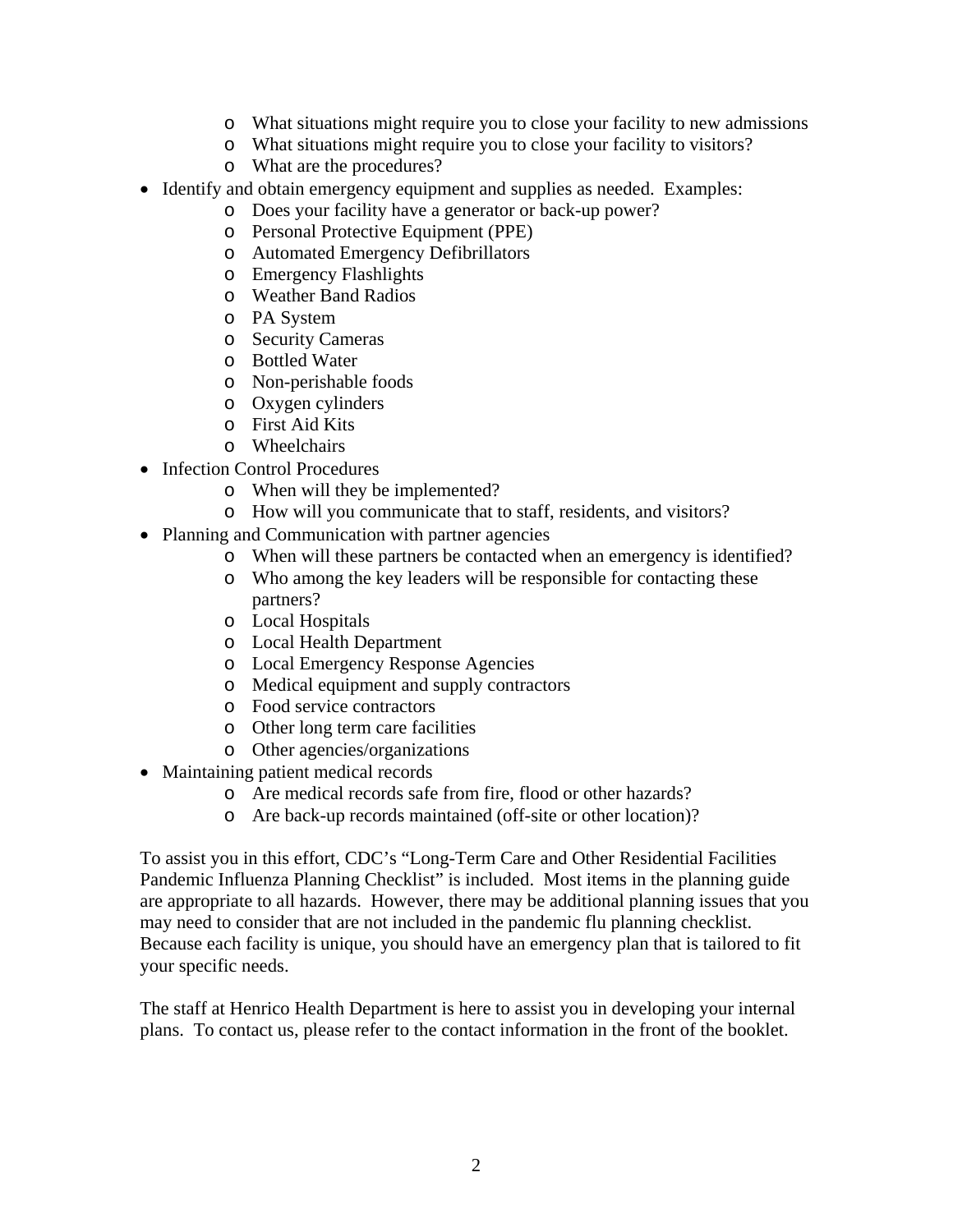- What situations might require you to close your facility to new admissions
  - What situations might require you to close your facility to visitors?
  - What are the procedures?
- Identify and obtain emergency equipment and supplies as needed. Examples:
  - Does your facility have a generator or back-up power?
  - Personal Protective Equipment (PPE)
  - Automated Emergency Defibrillators
  - Emergency Flashlights
  - Weather Band Radios
  - PA System
  - Security Cameras
  - Bottled Water
  - Non-perishable foods
  - Oxygen cylinders
  - First Aid Kits
  - Wheelchairs
- Infection Control Procedures
  - When will they be implemented?
  - How will you communicate that to staff, residents, and visitors?
- Planning and Communication with partner agencies
  - When will these partners be contacted when an emergency is identified?
  - Who among the key leaders will be responsible for contacting these partners?
  - Local Hospitals
  - Local Health Department
  - Local Emergency Response Agencies
  - Medical equipment and supply contractors
  - Food service contractors
  - Other long term care facilities
  - Other agencies/organizations
- Maintaining patient medical records
  - Are medical records safe from fire, flood or other hazards?
  - Are back-up records maintained (off-site or other location)?

To assist you in this effort, CDC's "Long-Term Care and Other Residential Facilities Pandemic Influenza Planning Checklist" is included. Most items in the planning guide are appropriate to all hazards. However, there may be additional planning issues that you may need to consider that are not included in the pandemic flu planning checklist. Because each facility is unique, you should have an emergency plan that is tailored to fit your specific needs.

The staff at Henrico Health Department is here to assist you in developing your internal plans. To contact us, please refer to the contact information in the front of the booklet.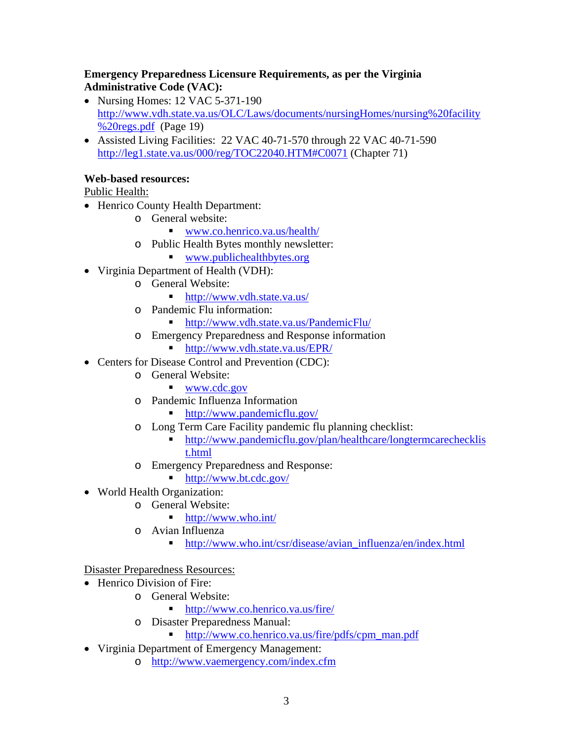**Emergency Preparedness Licensure Requirements, as per the Virginia Administrative Code (VAC):**

- Nursing Homes: 12 VAC 5-371-190 http://www.vdh.state.va.us/OLC/Laws/documents/nursingHomes/nursing%20facility%20regs.pdf (Page 19)
- Assisted Living Facilities: 22 VAC 40-71-570 through 22 VAC 40-71-590 http://leg1.state.va.us/000/reg/TOC22040.HTM#C0071 (Chapter 71)

**Web-based resources:**

Public Health:

- Henrico County Health Department:
  - General website:
    - www.co.henrico.va.us/health/
  - Public Health Bytes monthly newsletter:
    - www.publichealthbytes.org
- Virginia Department of Health (VDH):
  - General Website:
    - http://www.vdh.state.va.us/
  - Pandemic Flu information:
    - http://www.vdh.state.va.us/PandemicFlu/
  - Emergency Preparedness and Response information
    - http://www.vdh.state.va.us/EPR/
- Centers for Disease Control and Prevention (CDC):
  - General Website:
    - www.cdc.gov
  - Pandemic Influenza Information
    - http://www.pandemicflu.gov/
  - Long Term Care Facility pandemic flu planning checklist:
    - http://www.pandemicflu.gov/plan/healthcare/longtermcarechecklist.html
  - Emergency Preparedness and Response:
    - http://www.bt.cdc.gov/
- World Health Organization:
  - General Website:
    - http://www.who.int/
  - Avian Influenza
    - http://www.who.int/csr/disease/avian_influenza/en/index.html

Disaster Preparedness Resources:

- Henrico Division of Fire:
  - General Website:
    - http://www.co.henrico.va.us/fire/
  - Disaster Preparedness Manual:
    - http://www.co.henrico.va.us/fire/pdfs/cpm_man.pdf
- Virginia Department of Emergency Management:
  - http://www.vaemergency.com/index.cfm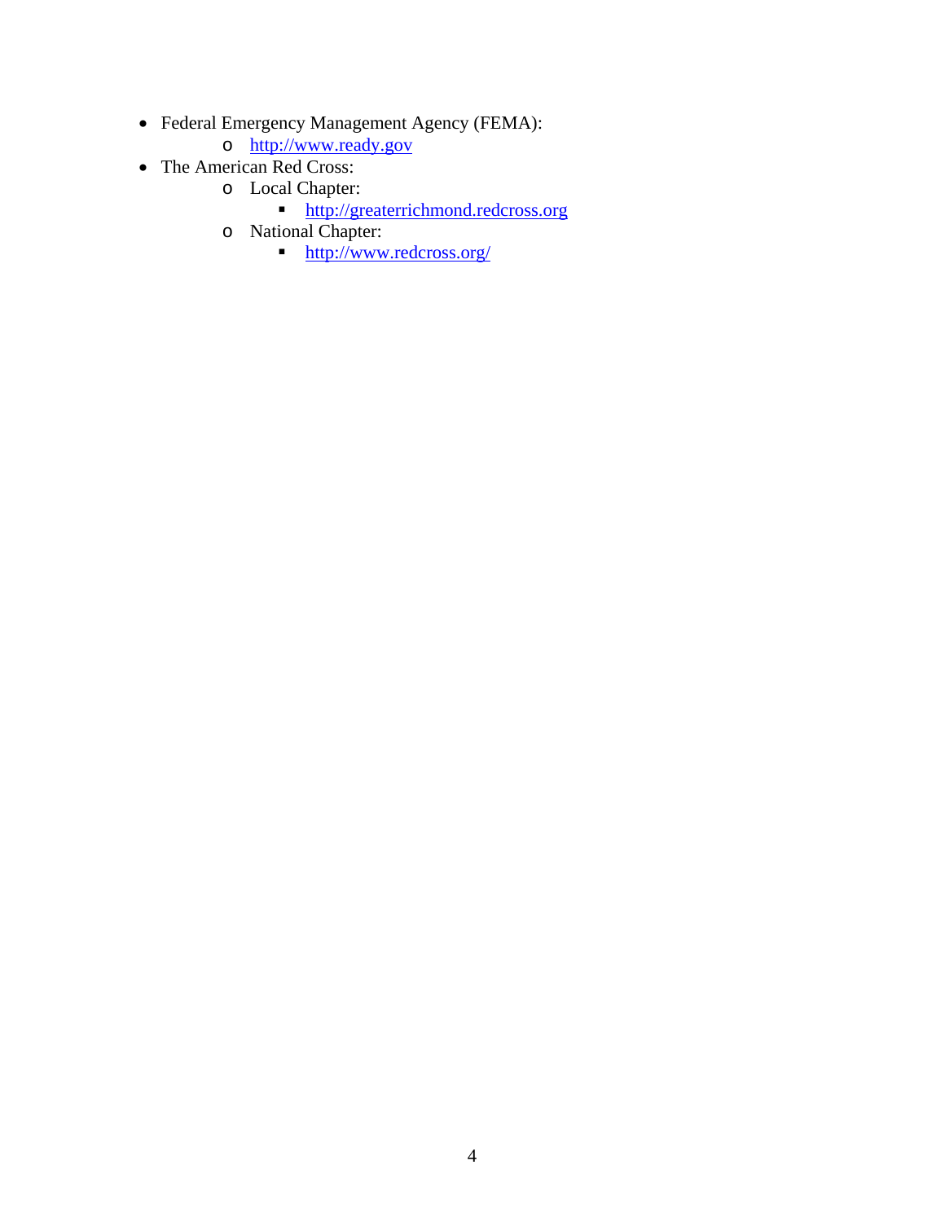- Federal Emergency Management Agency (FEMA):
  - http://www.ready.gov
- The American Red Cross:
  - Local Chapter:
    - http://greaterrichmond.redcross.org
  - National Chapter:
    - http://www.redcross.org/